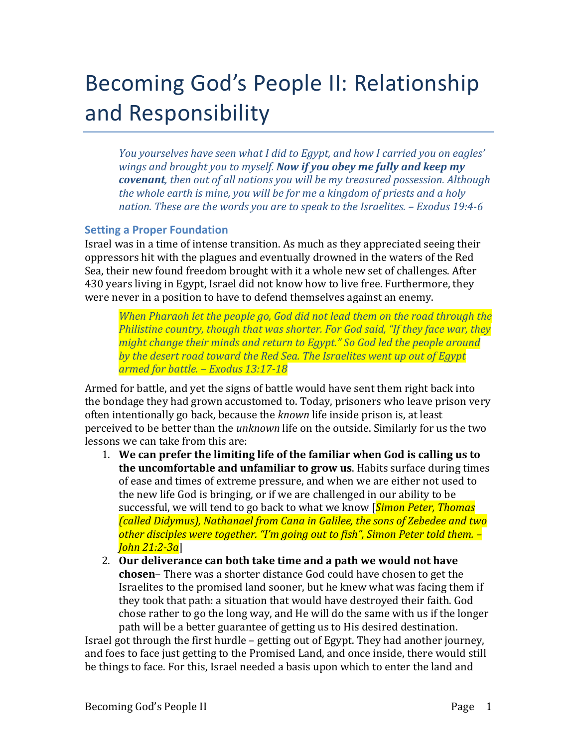# Becoming God's People II: Relationship and Responsibility

> *You yourselves have seen what I did to Egypt, and how I carried you on eagles' wings and brought you to myself.* ***Now if you obey me fully and keep my covenant****, then out of all nations you will be my treasured possession. Although the whole earth is mine, you will be for me a kingdom of priests and a holy nation. These are the words you are to speak to the Israelites. – Exodus 19:4-6*

### Setting a Proper Foundation

Israel was in a time of intense transition. As much as they appreciated seeing their oppressors hit with the plagues and eventually drowned in the waters of the Red Sea, their new found freedom brought with it a whole new set of challenges. After 430 years living in Egypt, Israel did not know how to live free. Furthermore, they were never in a position to have to defend themselves against an enemy.

> *When Pharaoh let the people go, God did not lead them on the road through the Philistine country, though that was shorter. For God said, "If they face war, they might change their minds and return to Egypt." So God led the people around by the desert road toward the Red Sea. The Israelites went up out of Egypt armed for battle. – Exodus 13:17-18*

Armed for battle, and yet the signs of battle would have sent them right back into the bondage they had grown accustomed to. Today, prisoners who leave prison very often intentionally go back, because the *known* life inside prison is, at least perceived to be better than the *unknown* life on the outside. Similarly for us the two lessons we can take from this are:

1. **We can prefer the limiting life of the familiar when God is calling us to the uncomfortable and unfamiliar to grow us**. Habits surface during times of ease and times of extreme pressure, and when we are either not used to the new life God is bringing, or if we are challenged in our ability to be successful, we will tend to go back to what we know [*Simon Peter, Thomas (called Didymus), Nathanael from Cana in Galilee, the sons of Zebedee and two other disciples were together. "I'm going out to fish", Simon Peter told them. – John 21:2-3a*]
2. **Our deliverance can both take time and a path we would not have chosen**– There was a shorter distance God could have chosen to get the Israelites to the promised land sooner, but he knew what was facing them if they took that path: a situation that would have destroyed their faith. God chose rather to go the long way, and He will do the same with us if the longer path will be a better guarantee of getting us to His desired destination.

Israel got through the first hurdle – getting out of Egypt. They had another journey, and foes to face just getting to the Promised Land, and once inside, there would still be things to face. For this, Israel needed a basis upon which to enter the land and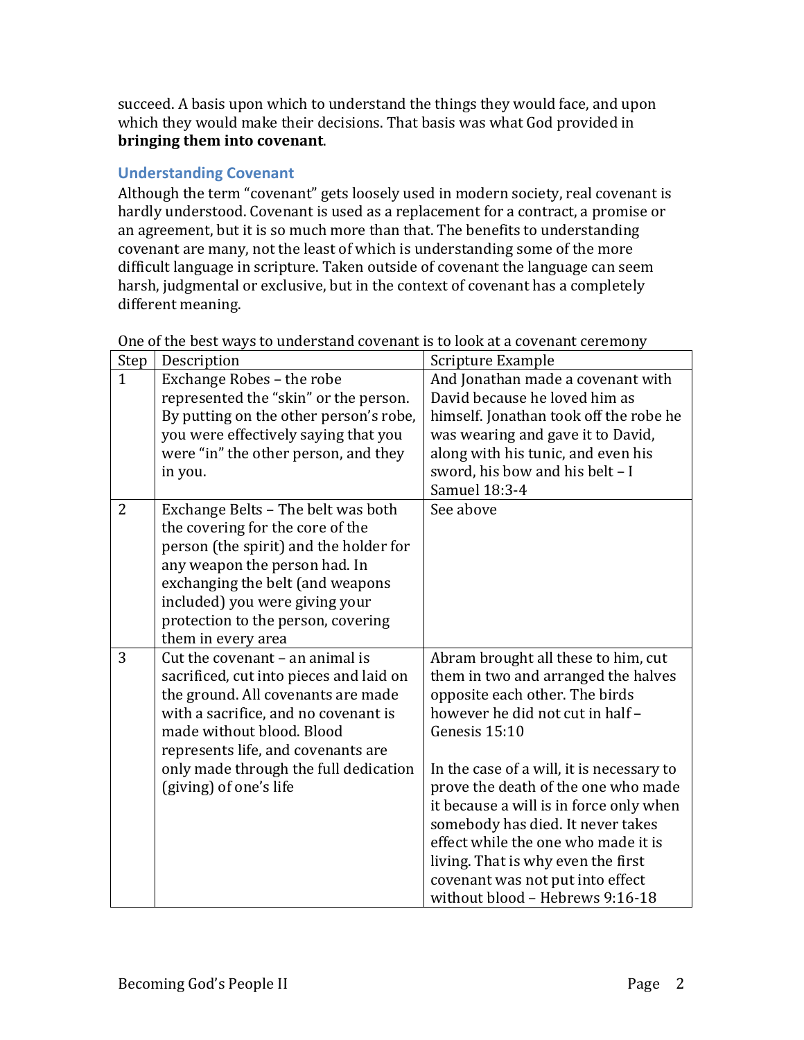succeed. A basis upon which to understand the things they would face, and upon which they would make their decisions. That basis was what God provided in **bringing them into covenant**.

## Understanding Covenant

Although the term "covenant" gets loosely used in modern society, real covenant is hardly understood. Covenant is used as a replacement for a contract, a promise or an agreement, but it is so much more than that. The benefits to understanding covenant are many, not the least of which is understanding some of the more difficult language in scripture. Taken outside of covenant the language can seem harsh, judgmental or exclusive, but in the context of covenant has a completely different meaning.

One of the best ways to understand covenant is to look at a covenant ceremony

| Step | Description | Scripture Example |
| --- | --- | --- |
| 1 | Exchange Robes – the robe represented the "skin" or the person. By putting on the other person's robe, you were effectively saying that you were "in" the other person, and they in you. | And Jonathan made a covenant with David because he loved him as himself. Jonathan took off the robe he was wearing and gave it to David, along with his tunic, and even his sword, his bow and his belt – I Samuel 18:3-4 |
| 2 | Exchange Belts – The belt was both the covering for the core of the person (the spirit) and the holder for any weapon the person had. In exchanging the belt (and weapons included) you were giving your protection to the person, covering them in every area | See above |
| 3 | Cut the covenant – an animal is sacrificed, cut into pieces and laid on the ground. All covenants are made with a sacrifice, and no covenant is made without blood. Blood represents life, and covenants are only made through the full dedication (giving) of one's life | Abram brought all these to him, cut them in two and arranged the halves opposite each other. The birds however he did not cut in half – Genesis 15:10<br><br>In the case of a will, it is necessary to prove the death of the one who made it because a will is in force only when somebody has died. It never takes effect while the one who made it is living. That is why even the first covenant was not put into effect without blood – Hebrews 9:16-18 |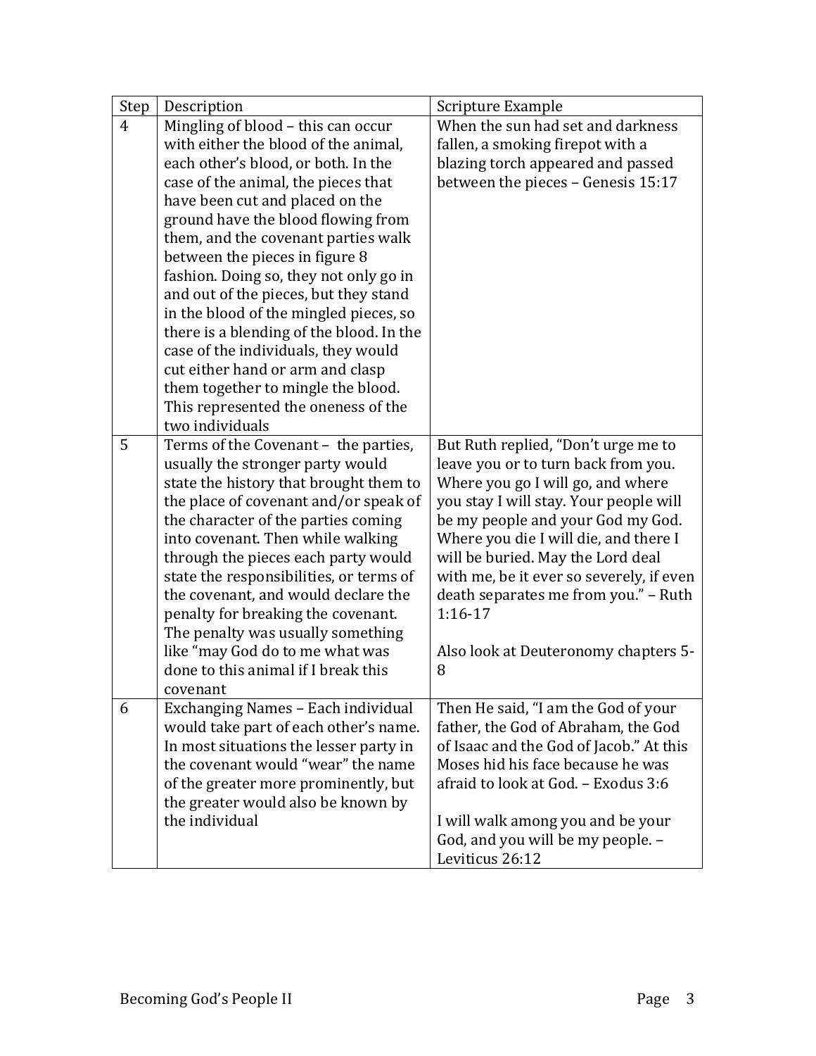| Step | Description | Scripture Example |
|---|---|---|
| 4 | Mingling of blood – this can occur with either the blood of the animal, each other's blood, or both. In the case of the animal, the pieces that have been cut and placed on the ground have the blood flowing from them, and the covenant parties walk between the pieces in figure 8 fashion. Doing so, they not only go in and out of the pieces, but they stand in the blood of the mingled pieces, so there is a blending of the blood. In the case of the individuals, they would cut either hand or arm and clasp them together to mingle the blood. This represented the oneness of the two individuals | When the sun had set and darkness fallen, a smoking firepot with a blazing torch appeared and passed between the pieces – Genesis 15:17 |
| 5 | Terms of the Covenant – the parties, usually the stronger party would state the history that brought them to the place of covenant and/or speak of the character of the parties coming into covenant. Then while walking through the pieces each party would state the responsibilities, or terms of the covenant, and would declare the penalty for breaking the covenant. The penalty was usually something like "may God do to me what was done to this animal if I break this covenant | But Ruth replied, "Don't urge me to leave you or to turn back from you. Where you go I will go, and where you stay I will stay. Your people will be my people and your God my God. Where you die I will die, and there I will be buried. May the Lord deal with me, be it ever so severely, if even death separates me from you." – Ruth 1:16-17<br><br>Also look at Deuteronomy chapters 5-8 |
| 6 | Exchanging Names – Each individual would take part of each other's name. In most situations the lesser party in the covenant would "wear" the name of the greater more prominently, but the greater would also be known by the individual | Then He said, "I am the God of your father, the God of Abraham, the God of Isaac and the God of Jacob." At this Moses hid his face because he was afraid to look at God. – Exodus 3:6<br><br>I will walk among you and be your God, and you will be my people. – Leviticus 26:12 |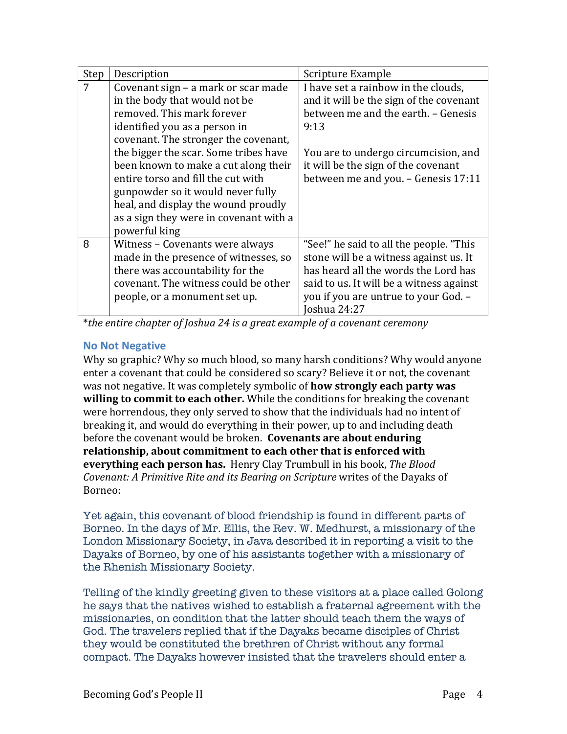| Step | Description | Scripture Example |
| --- | --- | --- |
| 7 | Covenant sign – a mark or scar made in the body that would not be removed. This mark forever identified you as a person in covenant. The stronger the covenant, the bigger the scar. Some tribes have been known to make a cut along their entire torso and fill the cut with gunpowder so it would never fully heal, and display the wound proudly as a sign they were in covenant with a powerful king | I have set a rainbow in the clouds, and it will be the sign of the covenant between me and the earth. – Genesis 9:13<br><br>You are to undergo circumcision, and it will be the sign of the covenant between me and you. – Genesis 17:11 |
| 8 | Witness – Covenants were always made in the presence of witnesses, so there was accountability for the covenant. The witness could be other people, or a monument set up. | "See!" he said to all the people. "This stone will be a witness against us. It has heard all the words the Lord has said to us. It will be a witness against you if you are untrue to your God. – Joshua 24:27 |

*\*the entire chapter of Joshua 24 is a great example of a covenant ceremony*

### No Not Negative

Why so graphic? Why so much blood, so many harsh conditions? Why would anyone enter a covenant that could be considered so scary? Believe it or not, the covenant was not negative. It was completely symbolic of **how strongly each party was willing to commit to each other.** While the conditions for breaking the covenant were horrendous, they only served to show that the individuals had no intent of breaking it, and would do everything in their power, up to and including death before the covenant would be broken. **Covenants are about enduring relationship, about commitment to each other that is enforced with everything each person has.** Henry Clay Trumbull in his book, *The Blood Covenant: A Primitive Rite and its Bearing on Scripture* writes of the Dayaks of Borneo:

Yet again, this covenant of blood friendship is found in different parts of Borneo. In the days of Mr. Ellis, the Rev. W. Medhurst, a missionary of the London Missionary Society, in Java described it in reporting a visit to the Dayaks of Borneo, by one of his assistants together with a missionary of the Rhenish Missionary Society.

Telling of the kindly greeting given to these visitors at a place called Golong he says that the natives wished to establish a fraternal agreement with the missionaries, on condition that the latter should teach them the ways of God. The travelers replied that if the Dayaks became disciples of Christ they would be constituted the brethren of Christ without any formal compact. The Dayaks however insisted that the travelers should enter a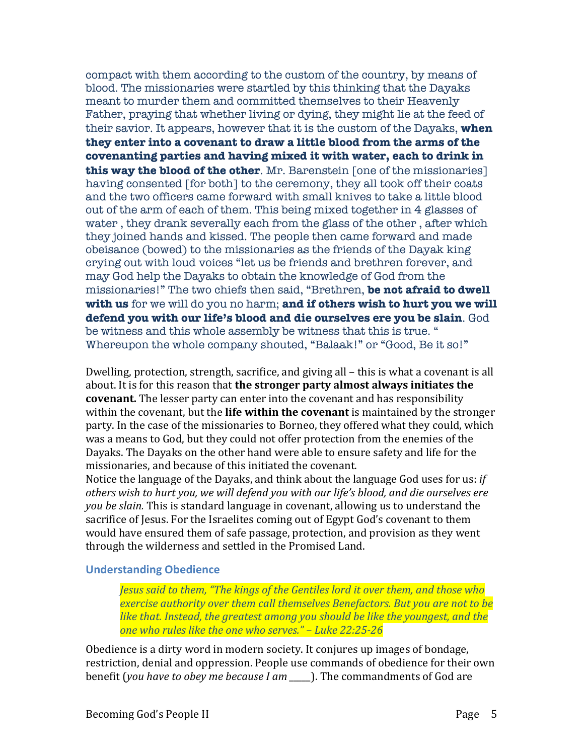compact with them according to the custom of the country, by means of blood. The missionaries were startled by this thinking that the Dayaks meant to murder them and committed themselves to their Heavenly Father, praying that whether living or dying, they might lie at the feed of their savior. It appears, however that it is the custom of the Dayaks, **when they enter into a covenant to draw a little blood from the arms of the covenanting parties and having mixed it with water, each to drink in this way the blood of the other**. Mr. Barenstein [one of the missionaries] having consented [for both] to the ceremony, they all took off their coats and the two officers came forward with small knives to take a little blood out of the arm of each of them. This being mixed together in 4 glasses of water , they drank severally each from the glass of the other , after which they joined hands and kissed. The people then came forward and made obeisance (bowed) to the missionaries as the friends of the Dayak king crying out with loud voices "let us be friends and brethren forever, and may God help the Dayaks to obtain the knowledge of God from the missionaries!" The two chiefs then said, "Brethren, **be not afraid to dwell with us** for we will do you no harm; **and if others wish to hurt you we will defend you with our life's blood and die ourselves ere you be slain**. God be witness and this whole assembly be witness that this is true. " Whereupon the whole company shouted, "Balaak!" or "Good, Be it so!"

Dwelling, protection, strength, sacrifice, and giving all – this is what a covenant is all about. It is for this reason that **the stronger party almost always initiates the covenant.** The lesser party can enter into the covenant and has responsibility within the covenant, but the **life within the covenant** is maintained by the stronger party. In the case of the missionaries to Borneo, they offered what they could, which was a means to God, but they could not offer protection from the enemies of the Dayaks. The Dayaks on the other hand were able to ensure safety and life for the missionaries, and because of this initiated the covenant.
Notice the language of the Dayaks, and think about the language God uses for us: *if others wish to hurt you, we will defend you with our life's blood, and die ourselves ere you be slain.* This is standard language in covenant, allowing us to understand the sacrifice of Jesus. For the Israelites coming out of Egypt God's covenant to them would have ensured them of safe passage, protection, and provision as they went through the wilderness and settled in the Promised Land.

### Understanding Obedience

> *Jesus said to them, "The kings of the Gentiles lord it over them, and those who exercise authority over them call themselves Benefactors. But you are not to be like that. Instead, the greatest among you should be like the youngest, and the one who rules like the one who serves." – Luke 22:25-26*

Obedience is a dirty word in modern society. It conjures up images of bondage, restriction, denial and oppression. People use commands of obedience for their own benefit (*you have to obey me because I am _____*). The commandments of God are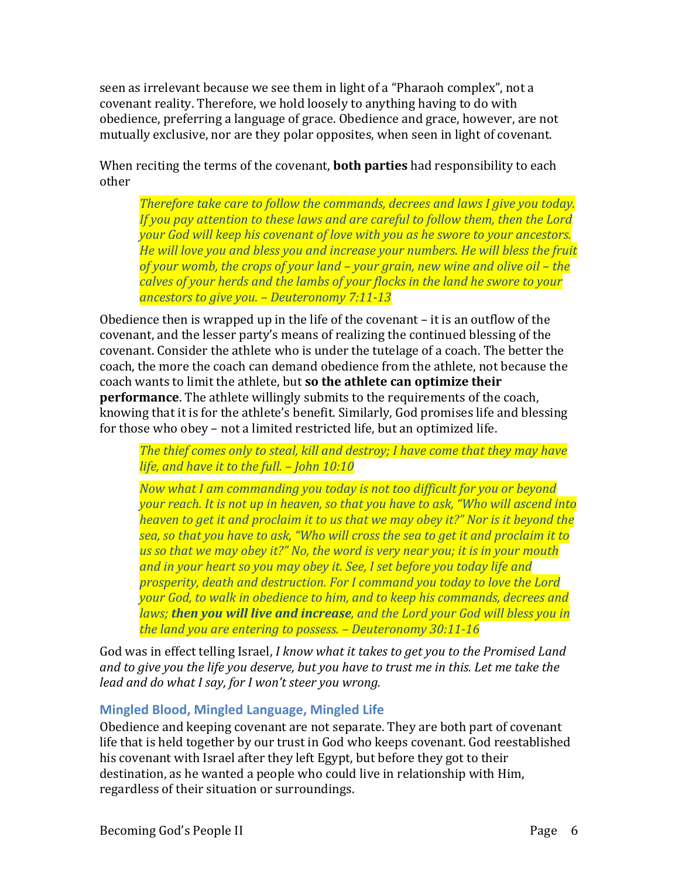seen as irrelevant because we see them in light of a "Pharaoh complex", not a covenant reality. Therefore, we hold loosely to anything having to do with obedience, preferring a language of grace. Obedience and grace, however, are not mutually exclusive, nor are they polar opposites, when seen in light of covenant.

When reciting the terms of the covenant, **both parties** had responsibility to each other

> *Therefore take care to follow the commands, decrees and laws I give you today. If you pay attention to these laws and are careful to follow them, then the Lord your God will keep his covenant of love with you as he swore to your ancestors. He will love you and bless you and increase your numbers. He will bless the fruit of your womb, the crops of your land – your grain, new wine and olive oil – the calves of your herds and the lambs of your flocks in the land he swore to your ancestors to give you. – Deuteronomy 7:11-13*

Obedience then is wrapped up in the life of the covenant – it is an outflow of the covenant, and the lesser party's means of realizing the continued blessing of the covenant. Consider the athlete who is under the tutelage of a coach. The better the coach, the more the coach can demand obedience from the athlete, not because the coach wants to limit the athlete, but **so the athlete can optimize their performance**. The athlete willingly submits to the requirements of the coach, knowing that it is for the athlete's benefit. Similarly, God promises life and blessing for those who obey – not a limited restricted life, but an optimized life.

> *The thief comes only to steal, kill and destroy; I have come that they may have life, and have it to the full. – John 10:10*

> *Now what I am commanding you today is not too difficult for you or beyond your reach. It is not up in heaven, so that you have to ask, "Who will ascend into heaven to get it and proclaim it to us that we may obey it?" Nor is it beyond the sea, so that you have to ask, "Who will cross the sea to get it and proclaim it to us so that we may obey it?" No, the word is very near you; it is in your mouth and in your heart so you may obey it. See, I set before you today life and prosperity, death and destruction. For I command you today to love the Lord your God, to walk in obedience to him, and to keep his commands, decrees and laws;* ***then you will live and increase****, and the Lord your God will bless you in the land you are entering to possess. – Deuteronomy 30:11-16*

God was in effect telling Israel, *I know what it takes to get you to the Promised Land and to give you the life you deserve, but you have to trust me in this. Let me take the lead and do what I say, for I won't steer you wrong.*

### Mingled Blood, Mingled Language, Mingled Life

Obedience and keeping covenant are not separate. They are both part of covenant life that is held together by our trust in God who keeps covenant. God reestablished his covenant with Israel after they left Egypt, but before they got to their destination, as he wanted a people who could live in relationship with Him, regardless of their situation or surroundings.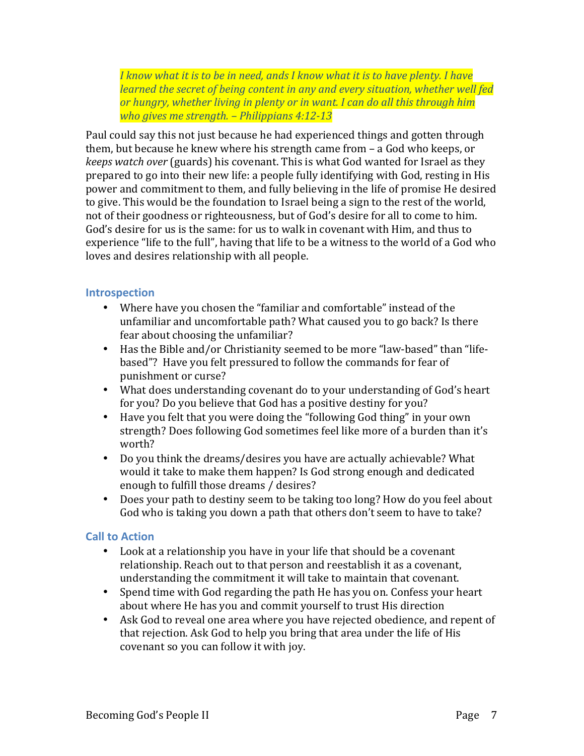> *I know what it is to be in need, ands I know what it is to have plenty. I have learned the secret of being content in any and every situation, whether well fed or hungry, whether living in plenty or in want. I can do all this through him who gives me strength. – Philippians 4:12-13*

Paul could say this not just because he had experienced things and gotten through them, but because he knew where his strength came from – a God who keeps, or *keeps watch over* (guards) his covenant. This is what God wanted for Israel as they prepared to go into their new life: a people fully identifying with God, resting in His power and commitment to them, and fully believing in the life of promise He desired to give. This would be the foundation to Israel being a sign to the rest of the world, not of their goodness or righteousness, but of God's desire for all to come to him. God's desire for us is the same: for us to walk in covenant with Him, and thus to experience "life to the full", having that life to be a witness to the world of a God who loves and desires relationship with all people.

### Introspection

- Where have you chosen the "familiar and comfortable" instead of the unfamiliar and uncomfortable path? What caused you to go back? Is there fear about choosing the unfamiliar?
- Has the Bible and/or Christianity seemed to be more "law-based" than "life-based"? Have you felt pressured to follow the commands for fear of punishment or curse?
- What does understanding covenant do to your understanding of God's heart for you? Do you believe that God has a positive destiny for you?
- Have you felt that you were doing the "following God thing" in your own strength? Does following God sometimes feel like more of a burden than it's worth?
- Do you think the dreams/desires you have are actually achievable? What would it take to make them happen? Is God strong enough and dedicated enough to fulfill those dreams / desires?
- Does your path to destiny seem to be taking too long? How do you feel about God who is taking you down a path that others don't seem to have to take?

### Call to Action

- Look at a relationship you have in your life that should be a covenant relationship. Reach out to that person and reestablish it as a covenant, understanding the commitment it will take to maintain that covenant.
- Spend time with God regarding the path He has you on. Confess your heart about where He has you and commit yourself to trust His direction
- Ask God to reveal one area where you have rejected obedience, and repent of that rejection. Ask God to help you bring that area under the life of His covenant so you can follow it with joy.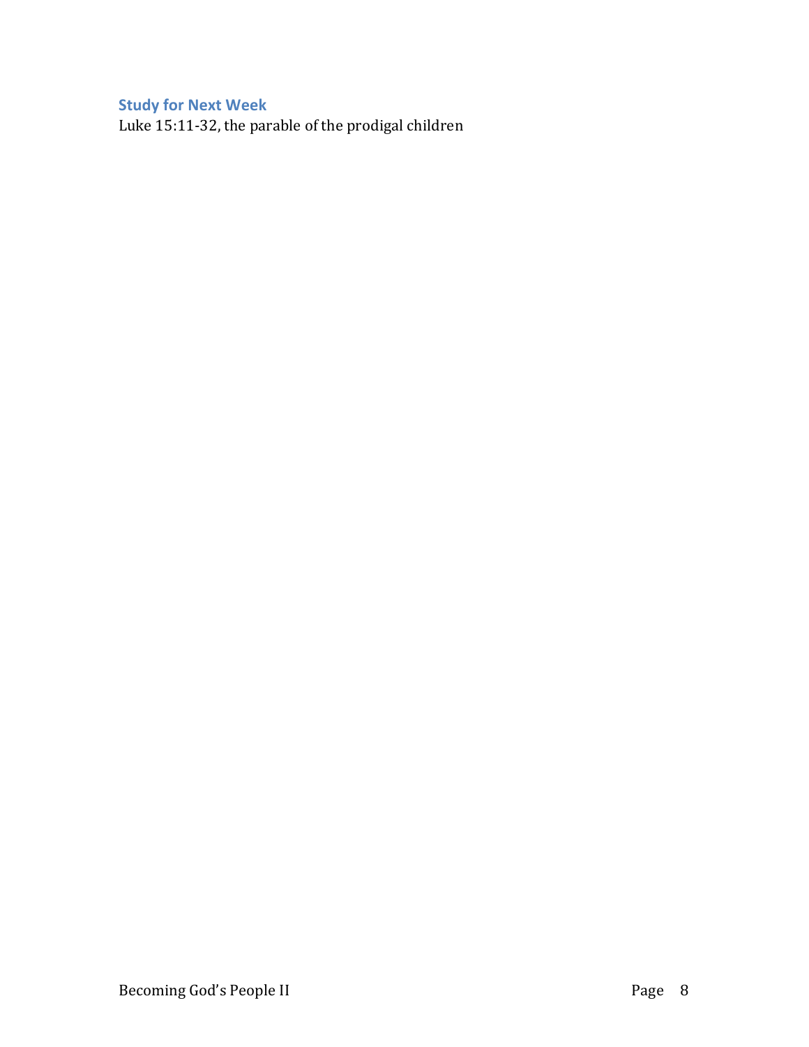### Study for Next Week

Luke 15:11-32, the parable of the prodigal children